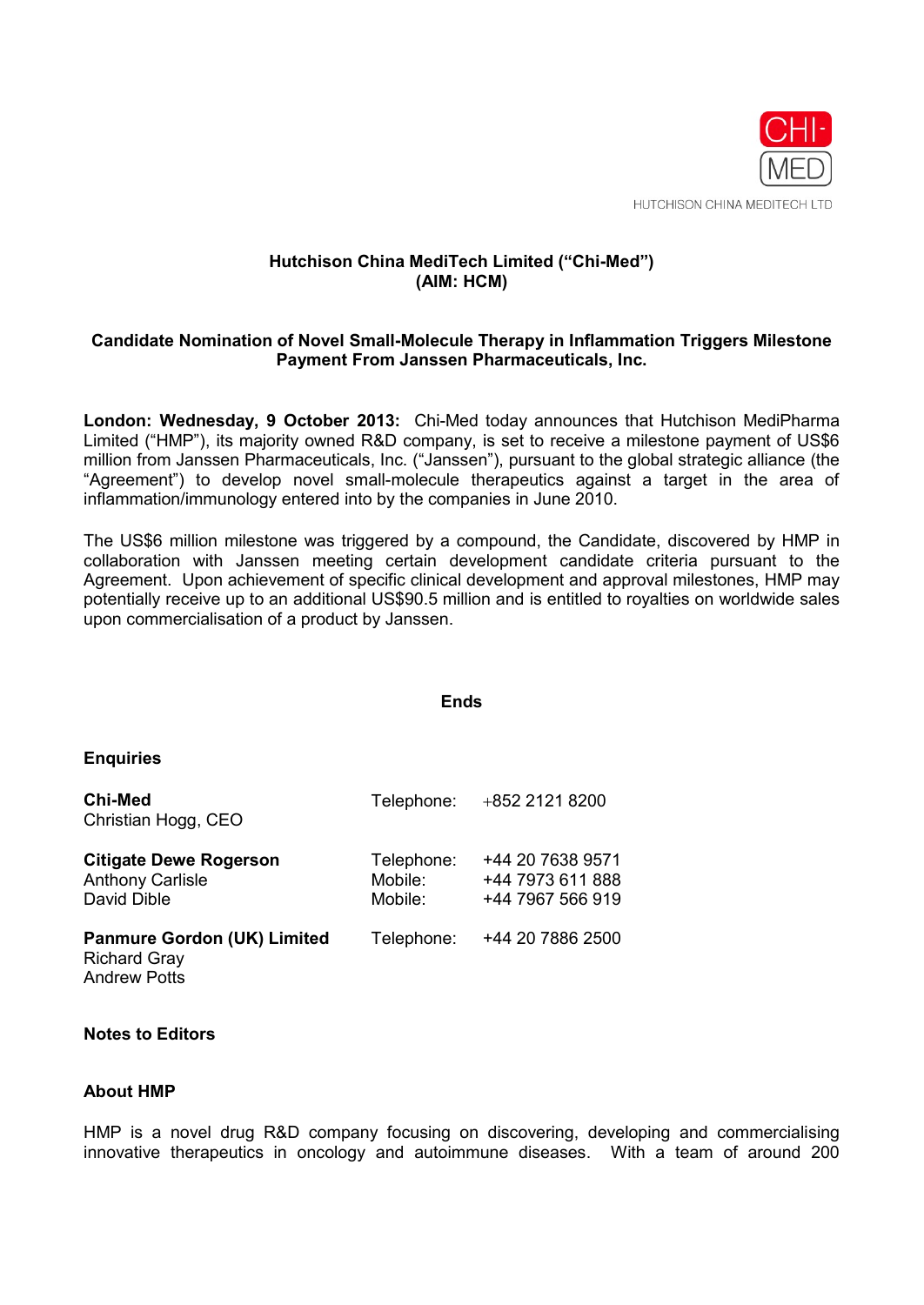HUTCHISON CHINA MEDITECH LTD

# Hutchison China MediTech Limited ("Chi-Med")
# (AIM: HCM)

## Candidate Nomination of Novel Small-Molecule Therapy in Inflammation Triggers Milestone Payment From Janssen Pharmaceuticals, Inc.

**London: Wednesday, 9 October 2013:** Chi-Med today announces that Hutchison MediPharma Limited ("HMP"), its majority owned R&D company, is set to receive a milestone payment of US$6 million from Janssen Pharmaceuticals, Inc. ("Janssen"), pursuant to the global strategic alliance (the "Agreement") to develop novel small-molecule therapeutics against a target in the area of inflammation/immunology entered into by the companies in June 2010.

The US$6 million milestone was triggered by a compound, the Candidate, discovered by HMP in collaboration with Janssen meeting certain development candidate criteria pursuant to the Agreement. Upon achievement of specific clinical development and approval milestones, HMP may potentially receive up to an additional US$90.5 million and is entitled to royalties on worldwide sales upon commercialisation of a product by Janssen.

**Ends**

### Enquiries

| | | |
|---|---|---|
| **Chi-Med**<br>Christian Hogg, CEO | Telephone: | +852 2121 8200 |
| **Citigate Dewe Rogerson**<br>Anthony Carlisle<br>David Dible | Telephone:<br>Mobile:<br>Mobile: | +44 20 7638 9571<br>+44 7973 611 888<br>+44 7967 566 919 |
| **Panmure Gordon (UK) Limited**<br>Richard Gray<br>Andrew Potts | Telephone: | +44 20 7886 2500 |

### Notes to Editors

### About HMP

HMP is a novel drug R&D company focusing on discovering, developing and commercialising innovative therapeutics in oncology and autoimmune diseases. With a team of around 200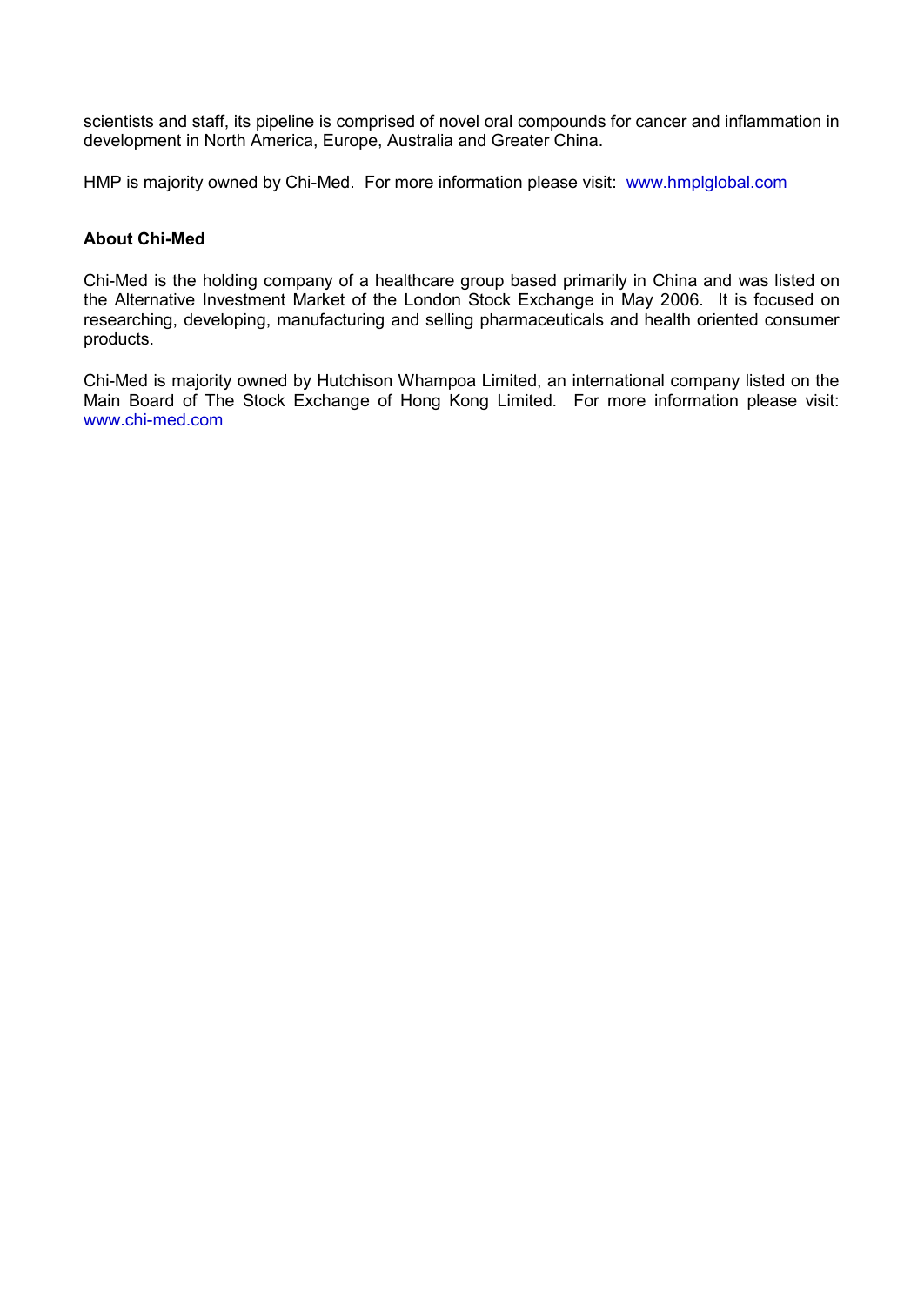scientists and staff, its pipeline is comprised of novel oral compounds for cancer and inflammation in development in North America, Europe, Australia and Greater China.

HMP is majority owned by Chi-Med. For more information please visit: www.hmplglobal.com

**About Chi-Med**

Chi-Med is the holding company of a healthcare group based primarily in China and was listed on the Alternative Investment Market of the London Stock Exchange in May 2006. It is focused on researching, developing, manufacturing and selling pharmaceuticals and health oriented consumer products.

Chi-Med is majority owned by Hutchison Whampoa Limited, an international company listed on the Main Board of The Stock Exchange of Hong Kong Limited. For more information please visit: www.chi-med.com